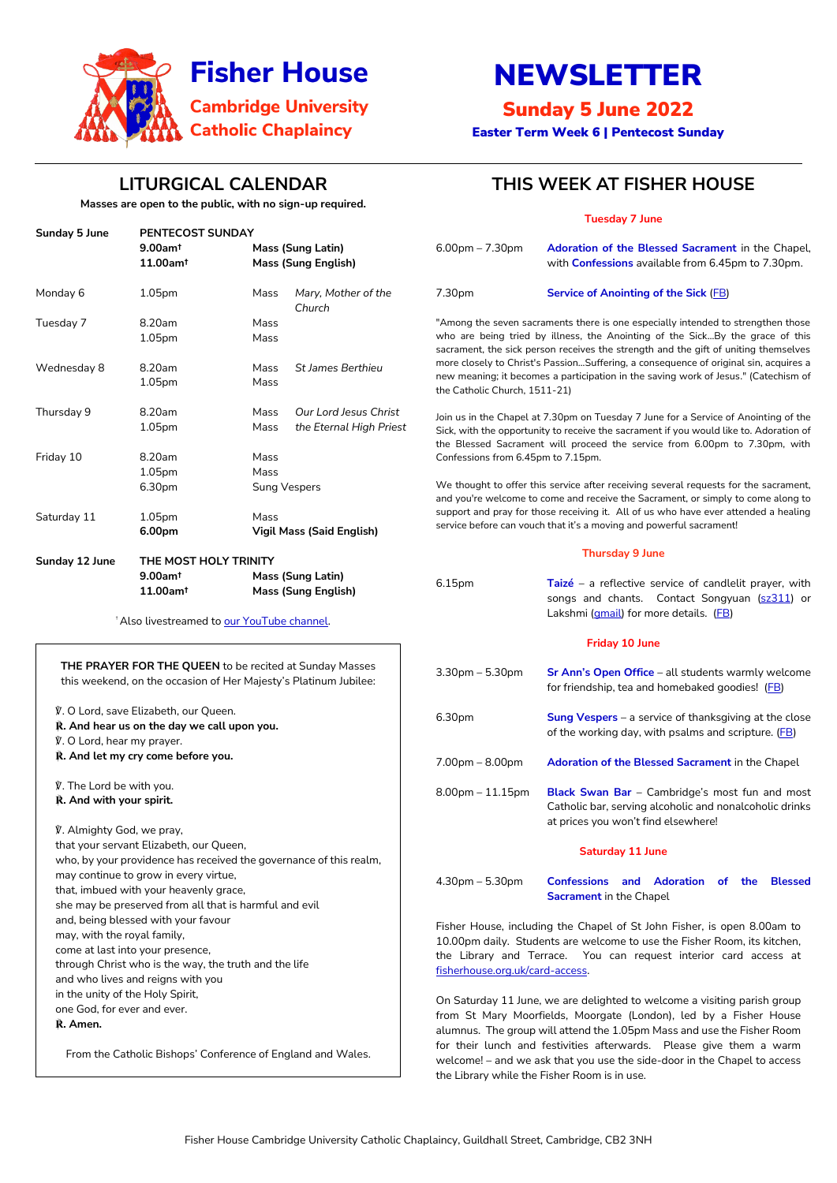# Fisher House

**Cambridge University Catholic Chaplaincy**

# NEWSLETTER

**Sunday 5 June 2022**

**Easter Term Week 6 | Pentecost Sunday**

## LITURGICAL CALENDAR

**Masses are open to the public, with no sign-up required.**

| | | | |
|---|---|---|---|
| **Sunday 5 June** | **PENTECOST SUNDAY** | | |
| | **9.00am†** | **Mass (Sung Latin)** | |
| | **11.00am†** | **Mass (Sung English)** | |
| Monday 6 | 1.05pm | Mass | *Mary, Mother of the Church* |
| Tuesday 7 | 8.20am | Mass | |
| | 1.05pm | Mass | |
| Wednesday 8 | 8.20am | Mass | *St James Berthieu* |
| | 1.05pm | Mass | |
| Thursday 9 | 8.20am | Mass | *Our Lord Jesus Christ* |
| | 1.05pm | Mass | *the Eternal High Priest* |
| Friday 10 | 8.20am | Mass | |
| | 1.05pm | Mass | |
| | 6.30pm | Sung Vespers | |
| Saturday 11 | 1.05pm | Mass | |
| | **6.00pm** | **Vigil Mass (Said English)** | |
| **Sunday 12 June** | **THE MOST HOLY TRINITY** | | |
| | **9.00am†** | **Mass (Sung Latin)** | |
| | **11.00am†** | **Mass (Sung English)** | |

† Also livestreamed to our YouTube channel.

**THE PRAYER FOR THE QUEEN** to be recited at Sunday Masses this weekend, on the occasion of Her Majesty's Platinum Jubilee:

℣. O Lord, save Elizabeth, our Queen.
**℟. And hear us on the day we call upon you.**
℣. O Lord, hear my prayer.
**℟. And let my cry come before you.**

℣. The Lord be with you.
**℟. And with your spirit.**

℣. Almighty God, we pray,
that your servant Elizabeth, our Queen,
who, by your providence has received the governance of this realm,
may continue to grow in every virtue,
that, imbued with your heavenly grace,
she may be preserved from all that is harmful and evil
and, being blessed with your favour
may, with the royal family,
come at last into your presence,
through Christ who is the way, the truth and the life
and who lives and reigns with you
in the unity of the Holy Spirit,
one God, for ever and ever.
**℟. Amen.**

From the Catholic Bishops' Conference of England and Wales.

## THIS WEEK AT FISHER HOUSE

### Tuesday 7 June

6.00pm – 7.30pm — **Adoration of the Blessed Sacrament** in the Chapel, with **Confessions** available from 6.45pm to 7.30pm.

7.30pm — **Service of Anointing of the Sick** (FB)

"Among the seven sacraments there is one especially intended to strengthen those who are being tried by illness, the Anointing of the Sick...By the grace of this sacrament, the sick person receives the strength and the gift of uniting themselves more closely to Christ's Passion...Suffering, a consequence of original sin, acquires a new meaning; it becomes a participation in the saving work of Jesus." (Catechism of the Catholic Church, 1511-21)

Join us in the Chapel at 7.30pm on Tuesday 7 June for a Service of Anointing of the Sick, with the opportunity to receive the sacrament if you would like to. Adoration of the Blessed Sacrament will proceed the service from 6.00pm to 7.30pm, with Confessions from 6.45pm to 7.15pm.

We thought to offer this service after receiving several requests for the sacrament, and you're welcome to come and receive the Sacrament, or simply to come along to support and pray for those receiving it. All of us who have ever attended a healing service before can vouch that it's a moving and powerful sacrament!

### Thursday 9 June

6.15pm — **Taizé** – a reflective service of candlelit prayer, with songs and chants. Contact Songyuan (sz311) or Lakshmi (gmail) for more details. (FB)

### Friday 10 June

3.30pm – 5.30pm — **Sr Ann's Open Office** – all students warmly welcome for friendship, tea and homebaked goodies! (FB)

6.30pm — **Sung Vespers** – a service of thanksgiving at the close of the working day, with psalms and scripture. (FB)

7.00pm – 8.00pm — **Adoration of the Blessed Sacrament** in the Chapel

8.00pm – 11.15pm — **Black Swan Bar** – Cambridge's most fun and most Catholic bar, serving alcoholic and nonalcoholic drinks at prices you won't find elsewhere!

### Saturday 11 June

4.30pm – 5.30pm — **Confessions and Adoration of the Blessed Sacrament** in the Chapel

Fisher House, including the Chapel of St John Fisher, is open 8.00am to 10.00pm daily. Students are welcome to use the Fisher Room, its kitchen, the Library and Terrace. You can request interior card access at fisherhouse.org.uk/card-access.

On Saturday 11 June, we are delighted to welcome a visiting parish group from St Mary Moorfields, Moorgate (London), led by a Fisher House alumnus. The group will attend the 1.05pm Mass and use the Fisher Room for their lunch and festivities afterwards. Please give them a warm welcome! – and we ask that you use the side-door in the Chapel to access the Library while the Fisher Room is in use.

Fisher House Cambridge University Catholic Chaplaincy, Guildhall Street, Cambridge, CB2 3NH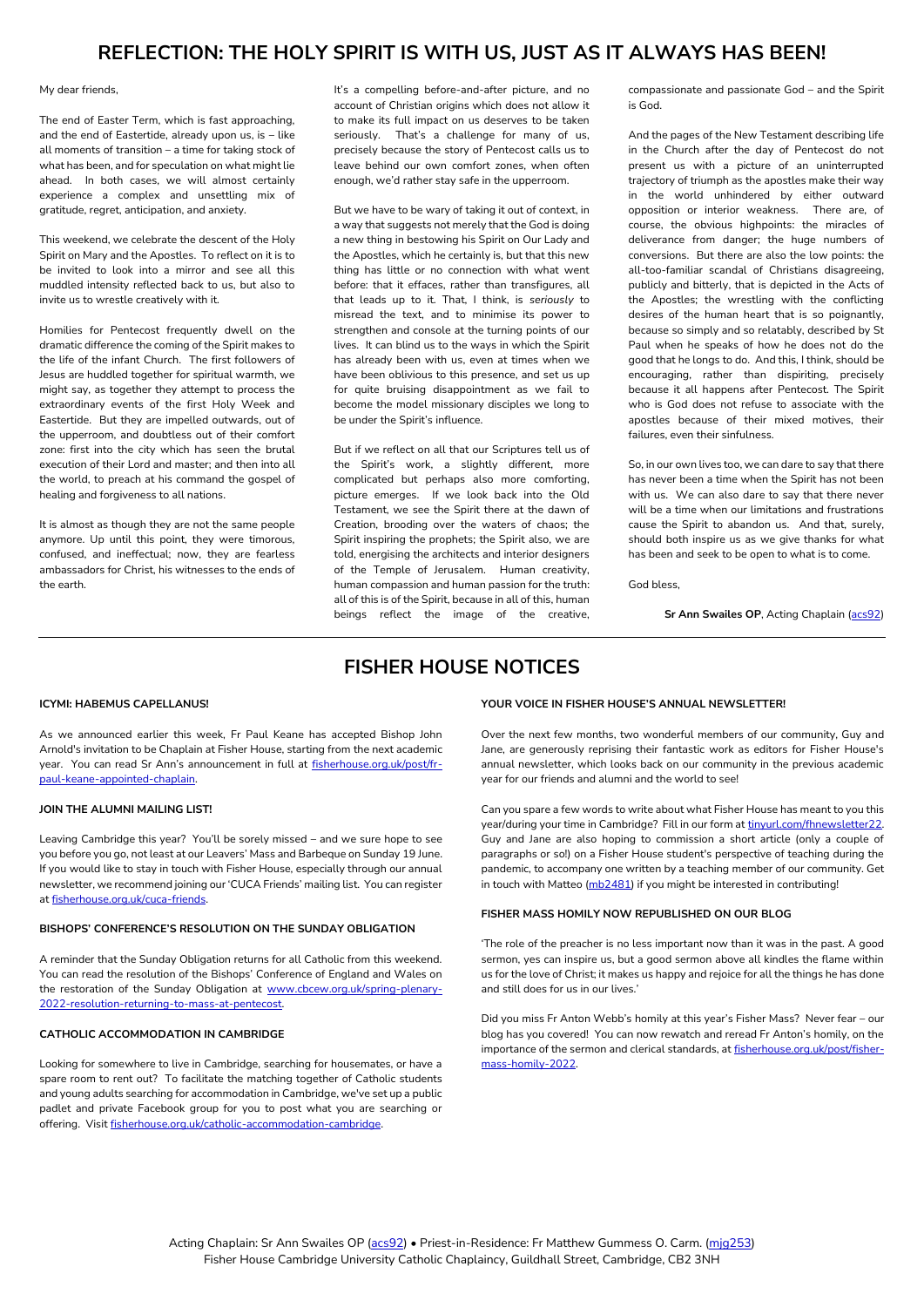# REFLECTION: THE HOLY SPIRIT IS WITH US, JUST AS IT ALWAYS HAS BEEN!

My dear friends,

The end of Easter Term, which is fast approaching, and the end of Eastertide, already upon us, is – like all moments of transition – a time for taking stock of what has been, and for speculation on what might lie ahead. In both cases, we will almost certainly experience a complex and unsettling mix of gratitude, regret, anticipation, and anxiety.

This weekend, we celebrate the descent of the Holy Spirit on Mary and the Apostles. To reflect on it is to be invited to look into a mirror and see all this muddled intensity reflected back to us, but also to invite us to wrestle creatively with it.

Homilies for Pentecost frequently dwell on the dramatic difference the coming of the Spirit makes to the life of the infant Church. The first followers of Jesus are huddled together for spiritual warmth, we might say, as together they attempt to process the extraordinary events of the first Holy Week and Eastertide. But they are impelled outwards, out of the upperroom, and doubtless out of their comfort zone: first into the city which has seen the brutal execution of their Lord and master; and then into all the world, to preach at his command the gospel of healing and forgiveness to all nations.

It is almost as though they are not the same people anymore. Up until this point, they were timorous, confused, and ineffectual; now, they are fearless ambassadors for Christ, his witnesses to the ends of the earth.

It's a compelling before-and-after picture, and no account of Christian origins which does not allow it to make its full impact on us deserves to be taken seriously. That's a challenge for many of us, precisely because the story of Pentecost calls us to leave behind our own comfort zones, when often enough, we'd rather stay safe in the upperroom.

But we have to be wary of taking it out of context, in a way that suggests not merely that the God is doing a new thing in bestowing his Spirit on Our Lady and the Apostles, which he certainly is, but that this new thing has little or no connection with what went before: that it effaces, rather than transfigures, all that leads up to it. That, I think, is *seriously* to misread the text, and to minimise its power to strengthen and console at the turning points of our lives. It can blind us to the ways in which the Spirit has already been with us, even at times when we have been oblivious to this presence, and set us up for quite bruising disappointment as we fail to become the model missionary disciples we long to be under the Spirit's influence.

But if we reflect on all that our Scriptures tell us of the Spirit's work, a slightly different, more complicated but perhaps also more comforting, picture emerges. If we look back into the Old Testament, we see the Spirit there at the dawn of Creation, brooding over the waters of chaos; the Spirit inspiring the prophets; the Spirit also, we are told, energising the architects and interior designers of the Temple of Jerusalem. Human creativity, human compassion and human passion for the truth: all of this is of the Spirit, because in all of this, human beings reflect the image of the creative, compassionate and passionate God – and the Spirit is God.

And the pages of the New Testament describing life in the Church after the day of Pentecost do not present us with a picture of an uninterrupted trajectory of triumph as the apostles make their way in the world unhindered by either outward opposition or interior weakness. There are, of course, the obvious highpoints: the miracles of deliverance from danger; the huge numbers of conversions. But there are also the low points: the all-too-familiar scandal of Christians disagreeing, publicly and bitterly, that is depicted in the Acts of the Apostles; the wrestling with the conflicting desires of the human heart that is so poignantly, because so simply and so relatably, described by St Paul when he speaks of how he does not do the good that he longs to do. And this, I think, should be encouraging, rather than dispiriting, precisely because it all happens after Pentecost. The Spirit who is God does not refuse to associate with the apostles because of their mixed motives, their failures, even their sinfulness.

So, in our own lives too, we can dare to say that there has never been a time when the Spirit has not been with us. We can also dare to say that there never will be a time when our limitations and frustrations cause the Spirit to abandon us. And that, surely, should both inspire us as we give thanks for what has been and seek to be open to what is to come.

God bless,

**Sr Ann Swailes OP**, Acting Chaplain (acs92)

# FISHER HOUSE NOTICES

**ICYMI: HABEMUS CAPELLANUS!**

As we announced earlier this week, Fr Paul Keane has accepted Bishop John Arnold's invitation to be Chaplain at Fisher House, starting from the next academic year. You can read Sr Ann's announcement in full at fisherhouse.org.uk/post/fr-paul-keane-appointed-chaplain.

**JOIN THE ALUMNI MAILING LIST!**

Leaving Cambridge this year? You'll be sorely missed – and we sure hope to see you before you go, not least at our Leavers' Mass and Barbeque on Sunday 19 June. If you would like to stay in touch with Fisher House, especially through our annual newsletter, we recommend joining our 'CUCA Friends' mailing list. You can register at fisherhouse.org.uk/cuca-friends.

**BISHOPS' CONFERENCE'S RESOLUTION ON THE SUNDAY OBLIGATION**

A reminder that the Sunday Obligation returns for all Catholic from this weekend. You can read the resolution of the Bishops' Conference of England and Wales on the restoration of the Sunday Obligation at www.cbcew.org.uk/spring-plenary-2022-resolution-returning-to-mass-at-pentecost.

**CATHOLIC ACCOMMODATION IN CAMBRIDGE**

Looking for somewhere to live in Cambridge, searching for housemates, or have a spare room to rent out? To facilitate the matching together of Catholic students and young adults searching for accommodation in Cambridge, we've set up a public padlet and private Facebook group for you to post what you are searching or offering. Visit fisherhouse.org.uk/catholic-accommodation-cambridge.

**YOUR VOICE IN FISHER HOUSE'S ANNUAL NEWSLETTER!**

Over the next few months, two wonderful members of our community, Guy and Jane, are generously reprising their fantastic work as editors for Fisher House's annual newsletter, which looks back on our community in the previous academic year for our friends and alumni and the world to see!

Can you spare a few words to write about what Fisher House has meant to you this year/during your time in Cambridge? Fill in our form at tinyurl.com/fhnewsletter22. Guy and Jane are also hoping to commission a short article (only a couple of paragraphs or so!) on a Fisher House student's perspective of teaching during the pandemic, to accompany one written by a teaching member of our community. Get in touch with Matteo (mb2481) if you might be interested in contributing!

**FISHER MASS HOMILY NOW REPUBLISHED ON OUR BLOG**

'The role of the preacher is no less important now than it was in the past. A good sermon, yes can inspire us, but a good sermon above all kindles the flame within us for the love of Christ; it makes us happy and rejoice for all the things he has done and still does for us in our lives.'

Did you miss Fr Anton Webb's homily at this year's Fisher Mass? Never fear – our blog has you covered! You can now rewatch and reread Fr Anton's homily, on the importance of the sermon and clerical standards, at fisherhouse.org.uk/post/fisher-mass-homily-2022.

Acting Chaplain: Sr Ann Swailes OP (acs92) • Priest-in-Residence: Fr Matthew Gummess O. Carm. (mjg253)
Fisher House Cambridge University Catholic Chaplaincy, Guildhall Street, Cambridge, CB2 3NH